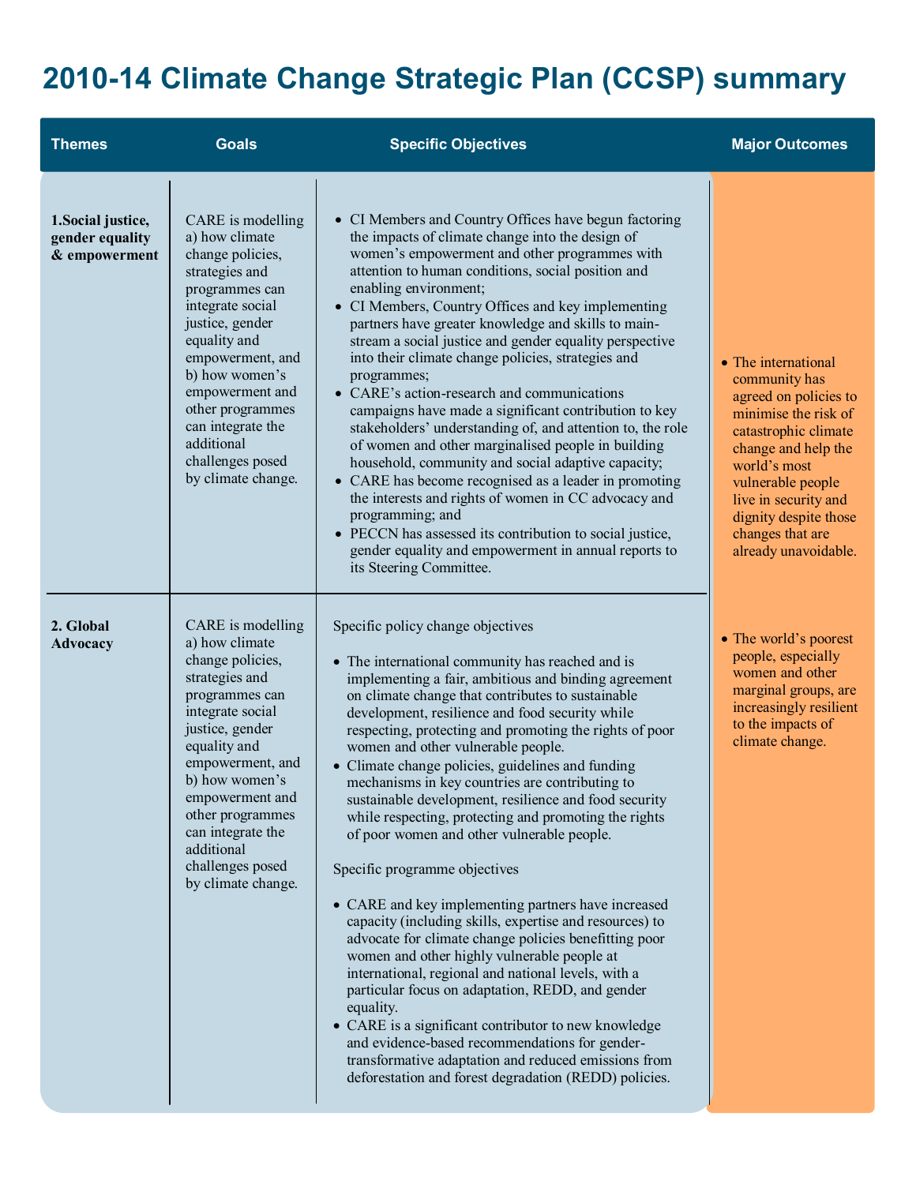# 2010-14 Climate Change Strategic Plan (CCSP) summary

| Themes | Goals | Specific Objectives | Major Outcomes |
|---|---|---|---|
| **1.Social justice, gender equality & empowerment** | CARE is modelling a) how climate change policies, strategies and programmes can integrate social justice, gender equality and empowerment, and b) how women's empowerment and other programmes can integrate the additional challenges posed by climate change. | • CI Members and Country Offices have begun factoring the impacts of climate change into the design of women's empowerment and other programmes with attention to human conditions, social position and enabling environment;<br>• CI Members, Country Offices and key implementing partners have greater knowledge and skills to main-stream a social justice and gender equality perspective into their climate change policies, strategies and programmes;<br>• CARE's action-research and communications campaigns have made a significant contribution to key stakeholders' understanding of, and attention to, the role of women and other marginalised people in building household, community and social adaptive capacity;<br>• CARE has become recognised as a leader in promoting the interests and rights of women in CC advocacy and programming; and<br>• PECCN has assessed its contribution to social justice, gender equality and empowerment in annual reports to its Steering Committee. | • The international community has agreed on policies to minimise the risk of catastrophic climate change and help the world's most vulnerable people live in security and dignity despite those changes that are already unavoidable.<br>• The world's poorest people, especially women and other marginal groups, are increasingly resilient to the impacts of climate change. |
| **2. Global Advocacy** | CARE is modelling a) how climate change policies, strategies and programmes can integrate social justice, gender equality and empowerment, and b) how women's empowerment and other programmes can integrate the additional challenges posed by climate change. | Specific policy change objectives<br>• The international community has reached and is implementing a fair, ambitious and binding agreement on climate change that contributes to sustainable development, resilience and food security while respecting, protecting and promoting the rights of poor women and other vulnerable people.<br>• Climate change policies, guidelines and funding mechanisms in key countries are contributing to sustainable development, resilience and food security while respecting, protecting and promoting the rights of poor women and other vulnerable people.<br>Specific programme objectives<br>• CARE and key implementing partners have increased capacity (including skills, expertise and resources) to advocate for climate change policies benefitting poor women and other highly vulnerable people at international, regional and national levels, with a particular focus on adaptation, REDD, and gender equality.<br>• CARE is a significant contributor to new knowledge and evidence-based recommendations for gender-transformative adaptation and reduced emissions from deforestation and forest degradation (REDD) policies. | |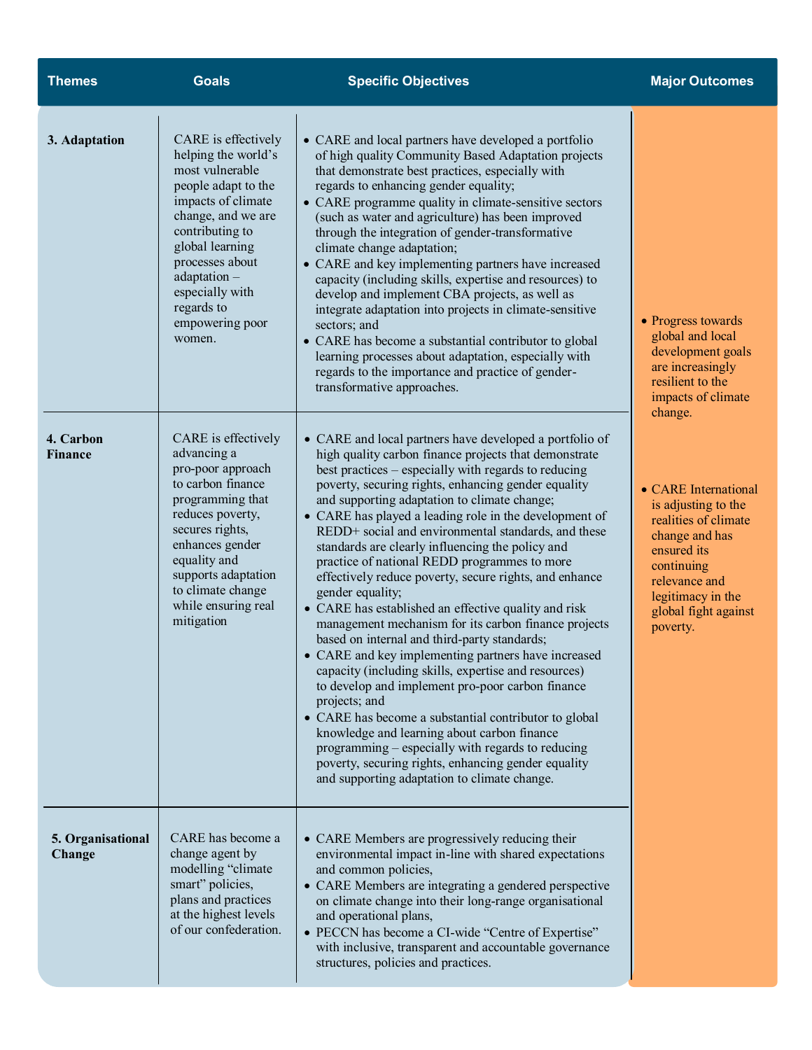| Themes | Goals | Specific Objectives | Major Outcomes |
|---|---|---|---|
| **3. Adaptation** | CARE is effectively helping the world's most vulnerable people adapt to the impacts of climate change, and we are contributing to global learning processes about adaptation – especially with regards to empowering poor women. | • CARE and local partners have developed a portfolio of high quality Community Based Adaptation projects that demonstrate best practices, especially with regards to enhancing gender equality;<br>• CARE programme quality in climate-sensitive sectors (such as water and agriculture) has been improved through the integration of gender-transformative climate change adaptation;<br>• CARE and key implementing partners have increased capacity (including skills, expertise and resources) to develop and implement CBA projects, as well as integrate adaptation into projects in climate-sensitive sectors; and<br>• CARE has become a substantial contributor to global learning processes about adaptation, especially with regards to the importance and practice of gender-transformative approaches. | • Progress towards global and local development goals are increasingly resilient to the impacts of climate change.<br><br>• CARE International is adjusting to the realities of climate change and has ensured its continuing relevance and legitimacy in the global fight against poverty. |
| **4. Carbon Finance** | CARE is effectively advancing a pro-poor approach to carbon finance programming that reduces poverty, secures rights, enhances gender equality and supports adaptation to climate change while ensuring real mitigation | • CARE and local partners have developed a portfolio of high quality carbon finance projects that demonstrate best practices – especially with regards to reducing poverty, securing rights, enhancing gender equality and supporting adaptation to climate change;<br>• CARE has played a leading role in the development of REDD+ social and environmental standards, and these standards are clearly influencing the policy and practice of national REDD programmes to more effectively reduce poverty, secure rights, and enhance gender equality;<br>• CARE has established an effective quality and risk management mechanism for its carbon finance projects based on internal and third-party standards;<br>• CARE and key implementing partners have increased capacity (including skills, expertise and resources) to develop and implement pro-poor carbon finance projects; and<br>• CARE has become a substantial contributor to global knowledge and learning about carbon finance programming – especially with regards to reducing poverty, securing rights, enhancing gender equality and supporting adaptation to climate change. | |
| **5. Organisational Change** | CARE has become a change agent by modelling "climate smart" policies, plans and practices at the highest levels of our confederation. | • CARE Members are progressively reducing their environmental impact in-line with shared expectations and common policies,<br>• CARE Members are integrating a gendered perspective on climate change into their long-range organisational and operational plans,<br>• PECCN has become a CI-wide "Centre of Expertise" with inclusive, transparent and accountable governance structures, policies and practices. | |